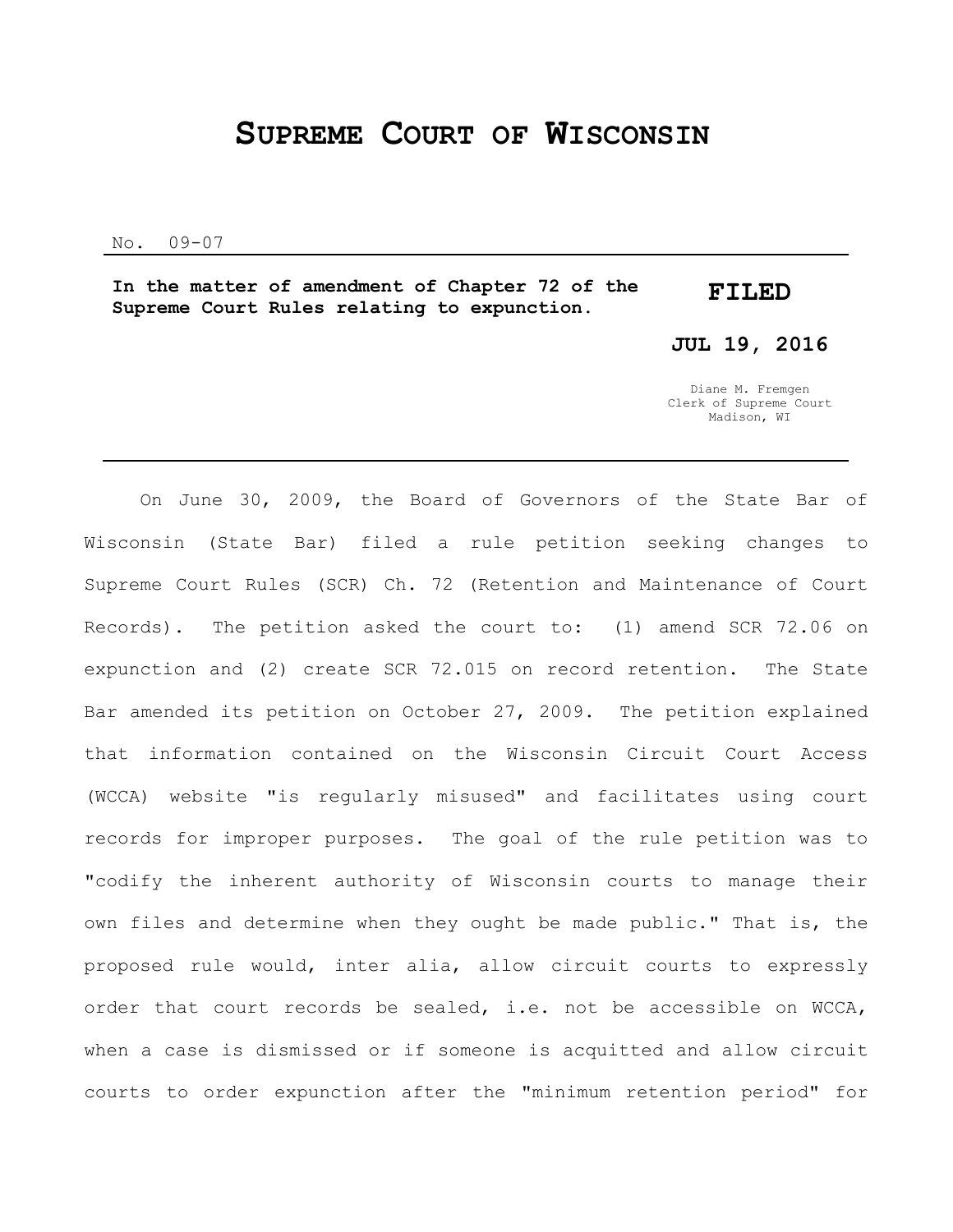# SUPREME COURT OF WISCONSIN

No. 09-07

**In the matter of amendment of Chapter 72 of the Supreme Court Rules relating to expunction.**

**FILED**

**JUL 19, 2016**

Diane M. Fremgen
Clerk of Supreme Court
Madison, WI

---

On June 30, 2009, the Board of Governors of the State Bar of Wisconsin (State Bar) filed a rule petition seeking changes to Supreme Court Rules (SCR) Ch. 72 (Retention and Maintenance of Court Records). The petition asked the court to: (1) amend SCR 72.06 on expunction and (2) create SCR 72.015 on record retention. The State Bar amended its petition on October 27, 2009. The petition explained that information contained on the Wisconsin Circuit Court Access (WCCA) website "is regularly misused" and facilitates using court records for improper purposes. The goal of the rule petition was to "codify the inherent authority of Wisconsin courts to manage their own files and determine when they ought be made public." That is, the proposed rule would, inter alia, allow circuit courts to expressly order that court records be sealed, i.e. not be accessible on WCCA, when a case is dismissed or if someone is acquitted and allow circuit courts to order expunction after the "minimum retention period" for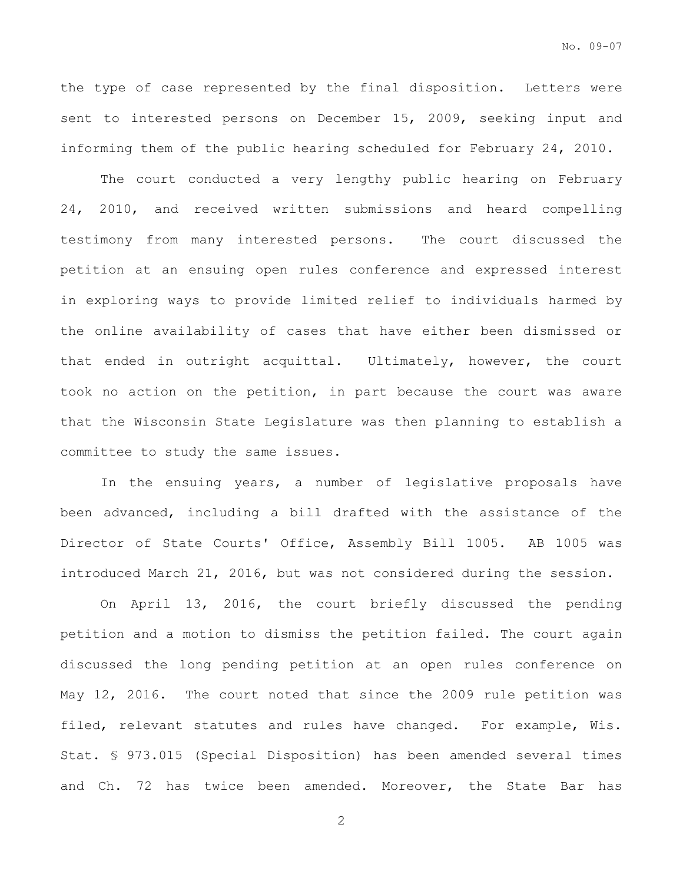the type of case represented by the final disposition. Letters were sent to interested persons on December 15, 2009, seeking input and informing them of the public hearing scheduled for February 24, 2010.

The court conducted a very lengthy public hearing on February 24, 2010, and received written submissions and heard compelling testimony from many interested persons. The court discussed the petition at an ensuing open rules conference and expressed interest in exploring ways to provide limited relief to individuals harmed by the online availability of cases that have either been dismissed or that ended in outright acquittal. Ultimately, however, the court took no action on the petition, in part because the court was aware that the Wisconsin State Legislature was then planning to establish a committee to study the same issues.

In the ensuing years, a number of legislative proposals have been advanced, including a bill drafted with the assistance of the Director of State Courts' Office, Assembly Bill 1005. AB 1005 was introduced March 21, 2016, but was not considered during the session.

On April 13, 2016, the court briefly discussed the pending petition and a motion to dismiss the petition failed. The court again discussed the long pending petition at an open rules conference on May 12, 2016. The court noted that since the 2009 rule petition was filed, relevant statutes and rules have changed. For example, Wis. Stat. § 973.015 (Special Disposition) has been amended several times and Ch. 72 has twice been amended. Moreover, the State Bar has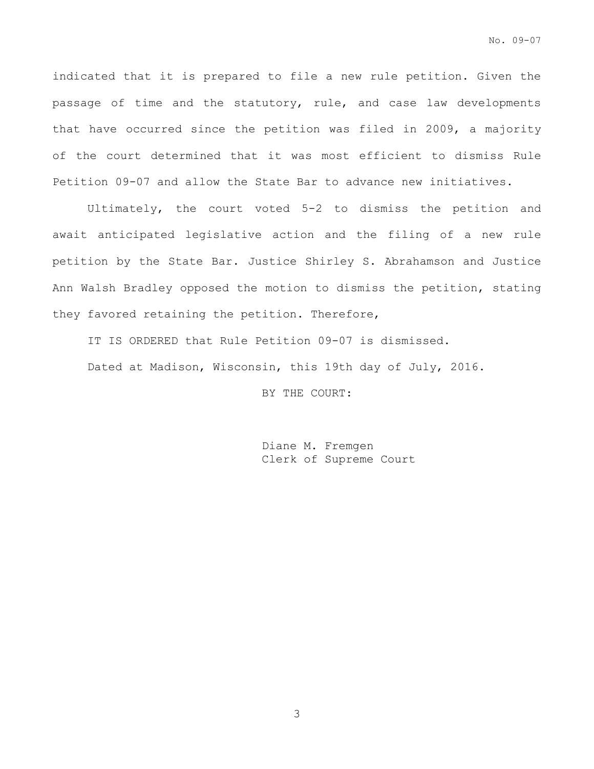indicated that it is prepared to file a new rule petition. Given the passage of time and the statutory, rule, and case law developments that have occurred since the petition was filed in 2009, a majority of the court determined that it was most efficient to dismiss Rule Petition 09-07 and allow the State Bar to advance new initiatives.

Ultimately, the court voted 5-2 to dismiss the petition and await anticipated legislative action and the filing of a new rule petition by the State Bar. Justice Shirley S. Abrahamson and Justice Ann Walsh Bradley opposed the motion to dismiss the petition, stating they favored retaining the petition. Therefore,

IT IS ORDERED that Rule Petition 09-07 is dismissed.

Dated at Madison, Wisconsin, this 19th day of July, 2016.

BY THE COURT:

Diane M. Fremgen
Clerk of Supreme Court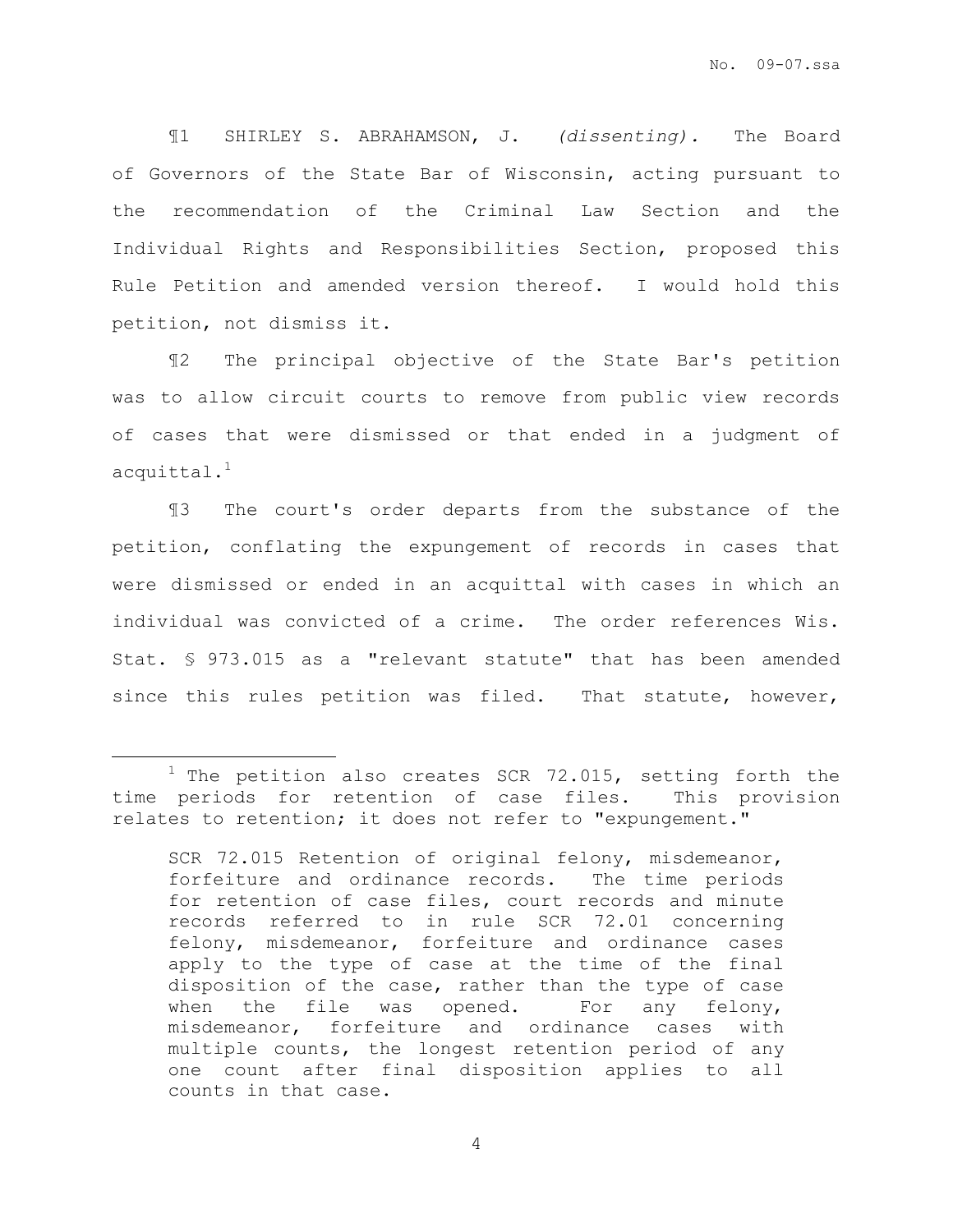¶1 SHIRLEY S. ABRAHAMSON, J. *(dissenting).* The Board of Governors of the State Bar of Wisconsin, acting pursuant to the recommendation of the Criminal Law Section and the Individual Rights and Responsibilities Section, proposed this Rule Petition and amended version thereof. I would hold this petition, not dismiss it.

¶2 The principal objective of the State Bar's petition was to allow circuit courts to remove from public view records of cases that were dismissed or that ended in a judgment of acquittal.[1]

¶3 The court's order departs from the substance of the petition, conflating the expungement of records in cases that were dismissed or ended in an acquittal with cases in which an individual was convicted of a crime. The order references Wis. Stat. § 973.015 as a "relevant statute" that has been amended since this rules petition was filed. That statute, however,

---

[1] The petition also creates SCR 72.015, setting forth the time periods for retention of case files. This provision relates to retention; it does not refer to "expungement."

> SCR 72.015 Retention of original felony, misdemeanor, forfeiture and ordinance records. The time periods for retention of case files, court records and minute records referred to in rule SCR 72.01 concerning felony, misdemeanor, forfeiture and ordinance cases apply to the type of case at the time of the final disposition of the case, rather than the type of case when the file was opened. For any felony, misdemeanor, forfeiture and ordinance cases with multiple counts, the longest retention period of any one count after final disposition applies to all counts in that case.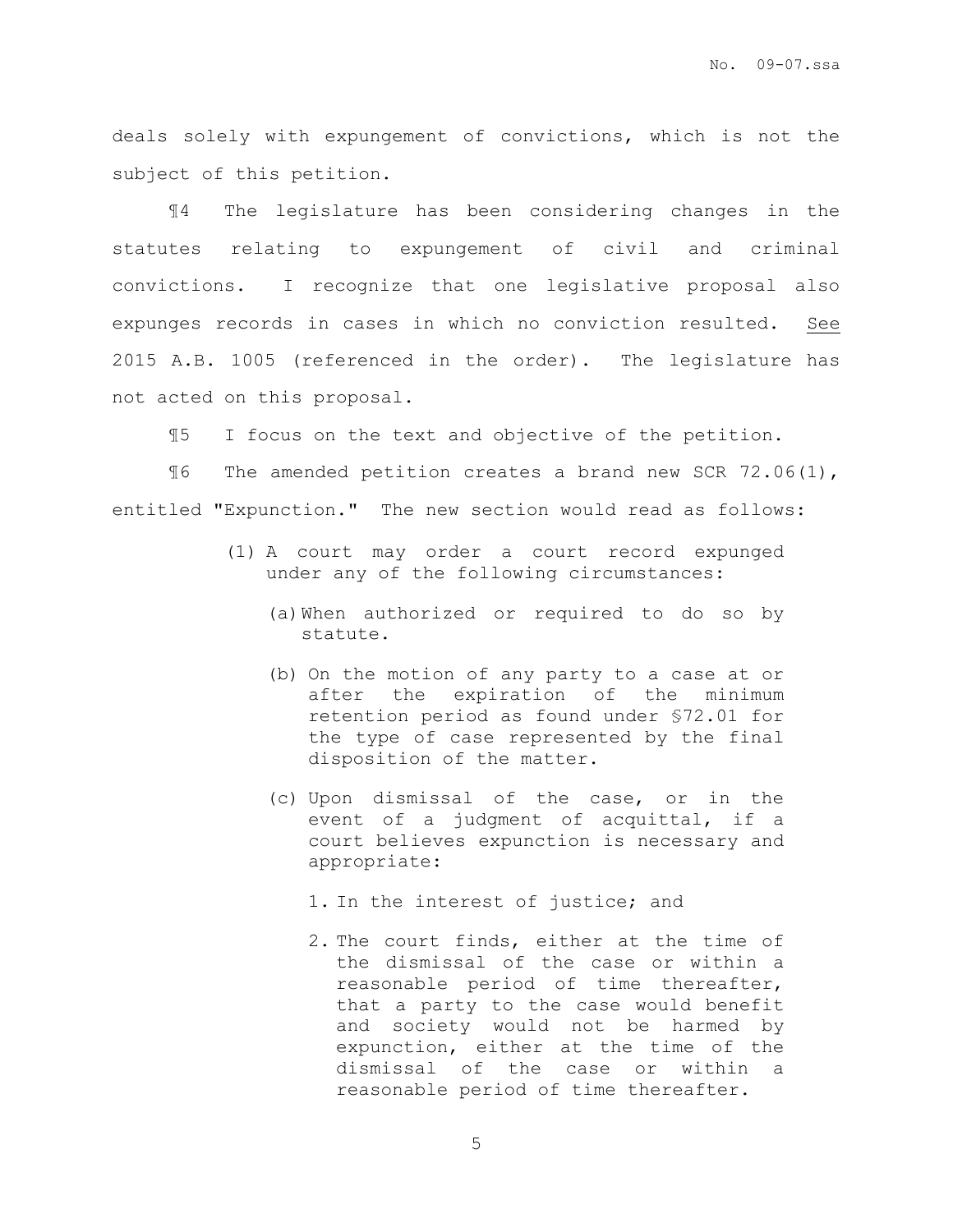deals solely with expungement of convictions, which is not the subject of this petition.

¶4 The legislature has been considering changes in the statutes relating to expungement of civil and criminal convictions. I recognize that one legislative proposal also expunges records in cases in which no conviction resulted. See 2015 A.B. 1005 (referenced in the order). The legislature has not acted on this proposal.

¶5 I focus on the text and objective of the petition.

¶6 The amended petition creates a brand new SCR 72.06(1), entitled "Expunction." The new section would read as follows:

> (1) A court may order a court record expunged under any of the following circumstances:
>
> (a) When authorized or required to do so by statute.
>
> (b) On the motion of any party to a case at or after the expiration of the minimum retention period as found under §72.01 for the type of case represented by the final disposition of the matter.
>
> (c) Upon dismissal of the case, or in the event of a judgment of acquittal, if a court believes expunction is necessary and appropriate:
>
> 1. In the interest of justice; and
>
> 2. The court finds, either at the time of the dismissal of the case or within a reasonable period of time thereafter, that a party to the case would benefit and society would not be harmed by expunction, either at the time of the dismissal of the case or within a reasonable period of time thereafter.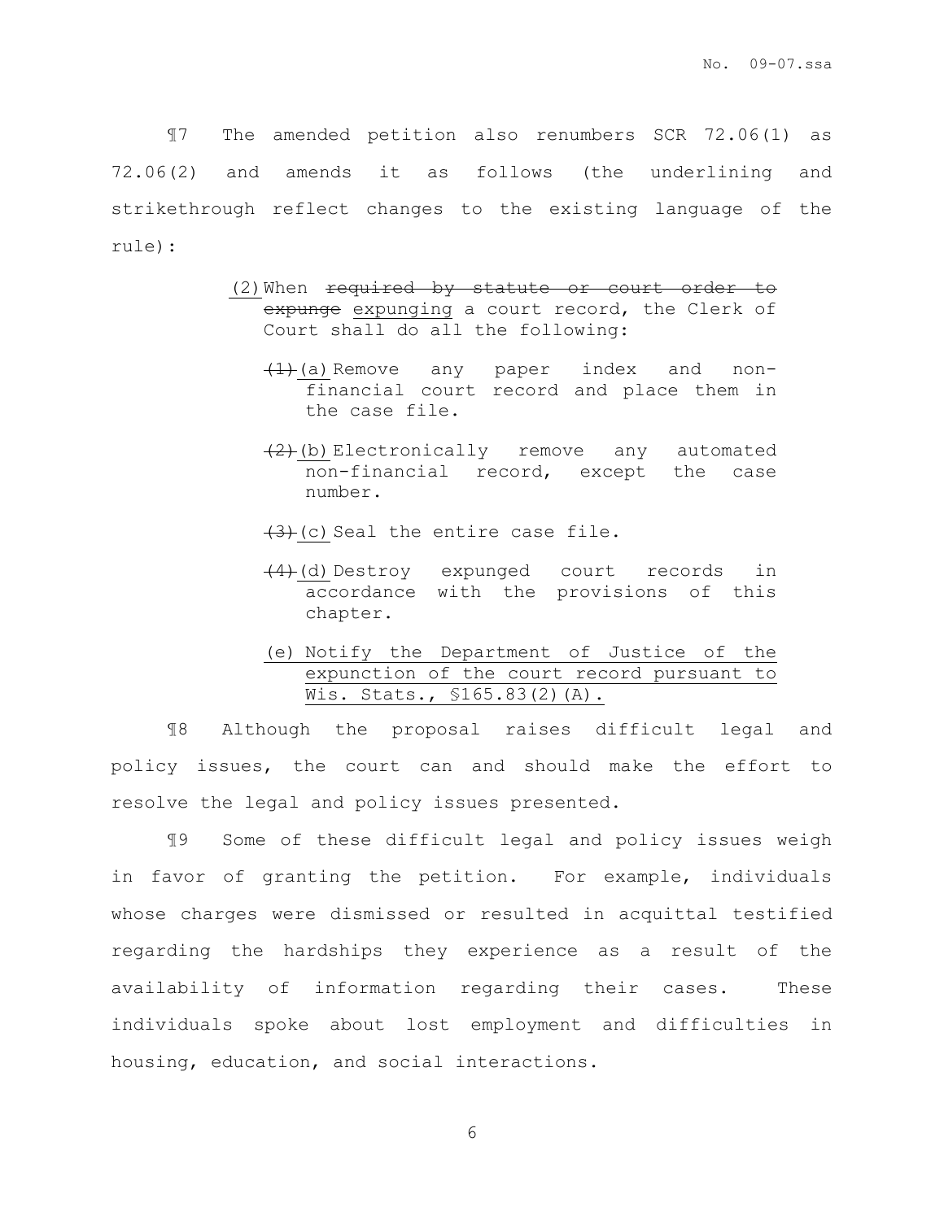¶7 The amended petition also renumbers SCR 72.06(1) as 72.06(2) and amends it as follows (the underlining and strikethrough reflect changes to the existing language of the rule):

> <u>(2)</u> When ~~required by statute or court order to expunge~~ <u>expunging</u> a court record, the Clerk of Court shall do all the following:
>
> ~~(1)~~ <u>(a)</u> Remove any paper index and non-financial court record and place them in the case file.
>
> ~~(2)~~ <u>(b)</u> Electronically remove any automated non-financial record, except the case number.
>
> ~~(3)~~ <u>(c)</u> Seal the entire case file.
>
> ~~(4)~~ <u>(d)</u> Destroy expunged court records in accordance with the provisions of this chapter.
>
> <u>(e) Notify the Department of Justice of the expunction of the court record pursuant to Wis. Stats., §165.83(2)(A).</u>

¶8 Although the proposal raises difficult legal and policy issues, the court can and should make the effort to resolve the legal and policy issues presented.

¶9 Some of these difficult legal and policy issues weigh in favor of granting the petition. For example, individuals whose charges were dismissed or resulted in acquittal testified regarding the hardships they experience as a result of the availability of information regarding their cases. These individuals spoke about lost employment and difficulties in housing, education, and social interactions.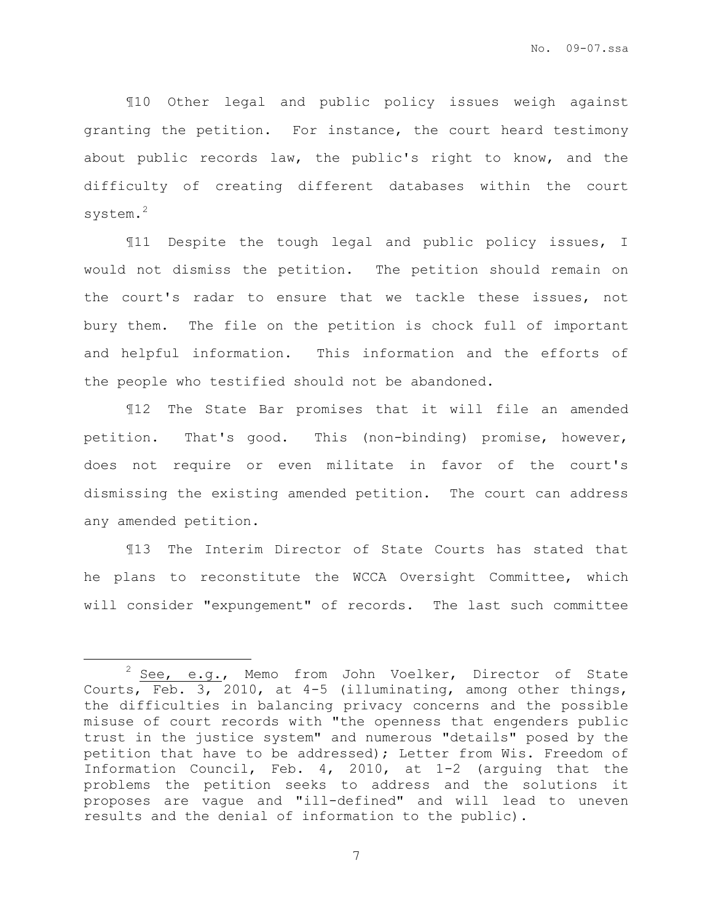¶10 Other legal and public policy issues weigh against granting the petition. For instance, the court heard testimony about public records law, the public's right to know, and the difficulty of creating different databases within the court system.[2]

¶11 Despite the tough legal and public policy issues, I would not dismiss the petition. The petition should remain on the court's radar to ensure that we tackle these issues, not bury them. The file on the petition is chock full of important and helpful information. This information and the efforts of the people who testified should not be abandoned.

¶12 The State Bar promises that it will file an amended petition. That's good. This (non-binding) promise, however, does not require or even militate in favor of the court's dismissing the existing amended petition. The court can address any amended petition.

¶13 The Interim Director of State Courts has stated that he plans to reconstitute the WCCA Oversight Committee, which will consider "expungement" of records. The last such committee

---

[2] See, e.g., Memo from John Voelker, Director of State Courts, Feb. 3, 2010, at 4-5 (illuminating, among other things, the difficulties in balancing privacy concerns and the possible misuse of court records with "the openness that engenders public trust in the justice system" and numerous "details" posed by the petition that have to be addressed); Letter from Wis. Freedom of Information Council, Feb. 4, 2010, at 1-2 (arguing that the problems the petition seeks to address and the solutions it proposes are vague and "ill-defined" and will lead to uneven results and the denial of information to the public).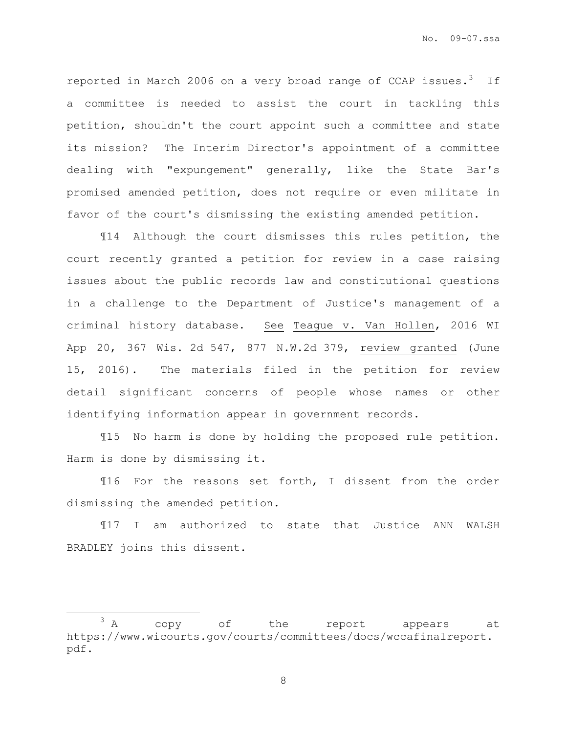reported in March 2006 on a very broad range of CCAP issues.[3] If a committee is needed to assist the court in tackling this petition, shouldn't the court appoint such a committee and state its mission? The Interim Director's appointment of a committee dealing with "expungement" generally, like the State Bar's promised amended petition, does not require or even militate in favor of the court's dismissing the existing amended petition.

¶14 Although the court dismisses this rules petition, the court recently granted a petition for review in a case raising issues about the public records law and constitutional questions in a challenge to the Department of Justice's management of a criminal history database. See Teague v. Van Hollen, 2016 WI App 20, 367 Wis. 2d 547, 877 N.W.2d 379, review granted (June 15, 2016). The materials filed in the petition for review detail significant concerns of people whose names or other identifying information appear in government records.

¶15 No harm is done by holding the proposed rule petition. Harm is done by dismissing it.

¶16 For the reasons set forth, I dissent from the order dismissing the amended petition.

¶17 I am authorized to state that Justice ANN WALSH BRADLEY joins this dissent.

---

[3] A copy of the report appears at https://www.wicourts.gov/courts/committees/docs/wccafinalreport.pdf.